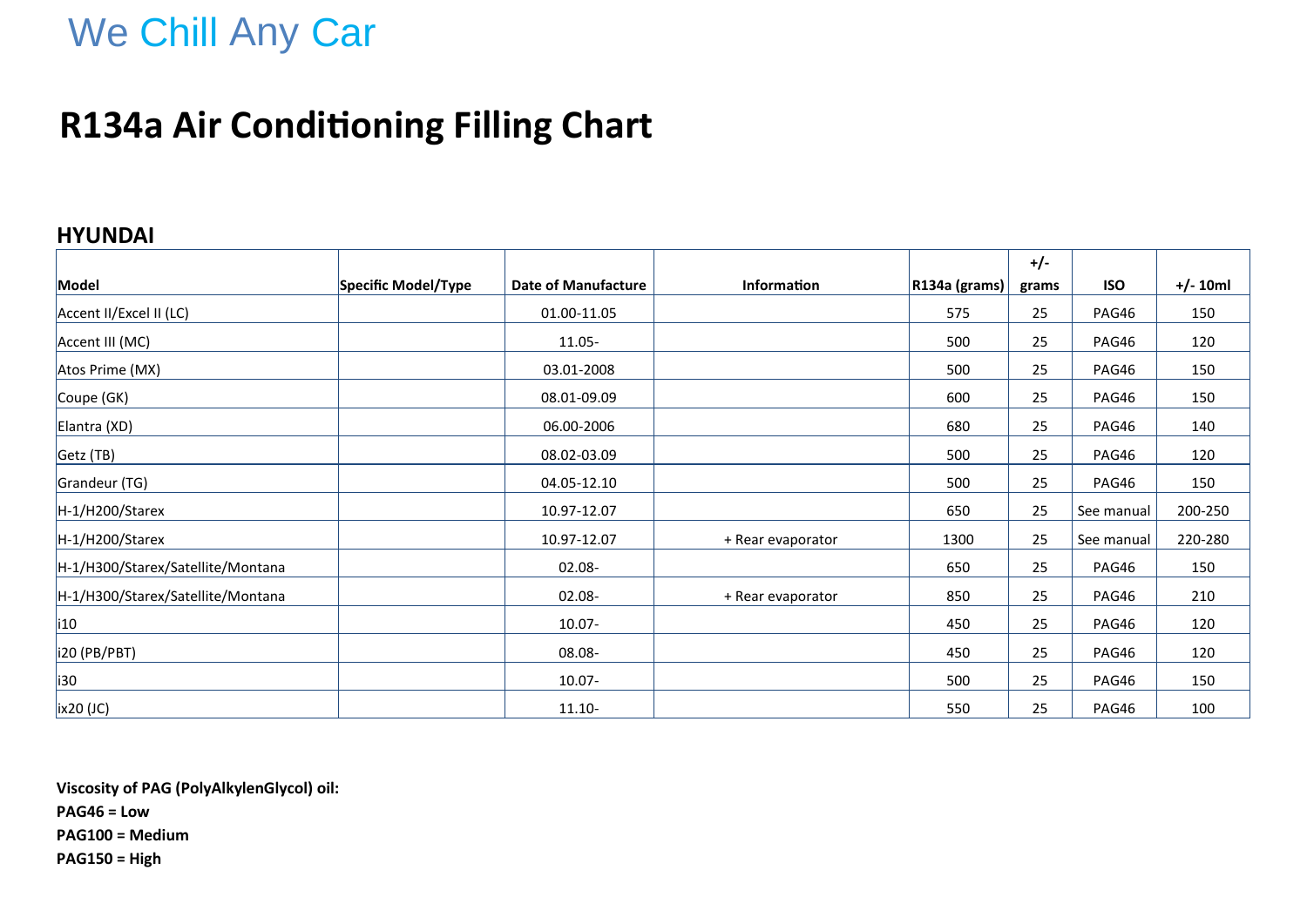We Chill Any Car

# R134a Air Conditioning Filling Chart

## HYUNDAI

| Model | Specific Model/Type | Date of Manufacture | Information | R134a (grams) | +/- grams | ISO | +/- 10ml |
|---|---|---|---|---|---|---|---|
| Accent II/Excel II (LC) | | 01.00-11.05 | | 575 | 25 | PAG46 | 150 |
| Accent III (MC) | | 11.05- | | 500 | 25 | PAG46 | 120 |
| Atos Prime (MX) | | 03.01-2008 | | 500 | 25 | PAG46 | 150 |
| Coupe (GK) | | 08.01-09.09 | | 600 | 25 | PAG46 | 150 |
| Elantra (XD) | | 06.00-2006 | | 680 | 25 | PAG46 | 140 |
| Getz (TB) | | 08.02-03.09 | | 500 | 25 | PAG46 | 120 |
| Grandeur (TG) | | 04.05-12.10 | | 500 | 25 | PAG46 | 150 |
| H-1/H200/Starex | | 10.97-12.07 | | 650 | 25 | See manual | 200-250 |
| H-1/H200/Starex | | 10.97-12.07 | + Rear evaporator | 1300 | 25 | See manual | 220-280 |
| H-1/H300/Starex/Satellite/Montana | | 02.08- | | 650 | 25 | PAG46 | 150 |
| H-1/H300/Starex/Satellite/Montana | | 02.08- | + Rear evaporator | 850 | 25 | PAG46 | 210 |
| i10 | | 10.07- | | 450 | 25 | PAG46 | 120 |
| i20 (PB/PBT) | | 08.08- | | 450 | 25 | PAG46 | 120 |
| i30 | | 10.07- | | 500 | 25 | PAG46 | 150 |
| ix20 (JC) | | 11.10- | | 550 | 25 | PAG46 | 100 |

**Viscosity of PAG (PolyAlkylenGlycol) oil:**
**PAG46 = Low**
**PAG100 = Medium**
**PAG150 = High**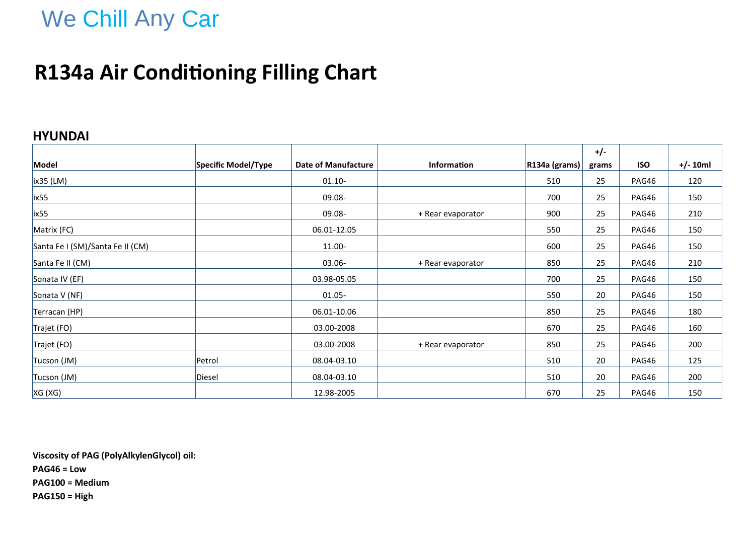We Chill Any Car

# R134a Air Conditioning Filling Chart

## HYUNDAI

| Model | Specific Model/Type | Date of Manufacture | Information | R134a (grams) | +/- grams | ISO | +/- 10ml |
|---|---|---|---|---|---|---|---|
| ix35 (LM) | | 01.10- | | 510 | 25 | PAG46 | 120 |
| ix55 | | 09.08- | | 700 | 25 | PAG46 | 150 |
| ix55 | | 09.08- | + Rear evaporator | 900 | 25 | PAG46 | 210 |
| Matrix (FC) | | 06.01-12.05 | | 550 | 25 | PAG46 | 150 |
| Santa Fe I (SM)/Santa Fe II (CM) | | 11.00- | | 600 | 25 | PAG46 | 150 |
| Santa Fe II (CM) | | 03.06- | + Rear evaporator | 850 | 25 | PAG46 | 210 |
| Sonata IV (EF) | | 03.98-05.05 | | 700 | 25 | PAG46 | 150 |
| Sonata V (NF) | | 01.05- | | 550 | 20 | PAG46 | 150 |
| Terracan (HP) | | 06.01-10.06 | | 850 | 25 | PAG46 | 180 |
| Trajet (FO) | | 03.00-2008 | | 670 | 25 | PAG46 | 160 |
| Trajet (FO) | | 03.00-2008 | + Rear evaporator | 850 | 25 | PAG46 | 200 |
| Tucson (JM) | Petrol | 08.04-03.10 | | 510 | 20 | PAG46 | 125 |
| Tucson (JM) | Diesel | 08.04-03.10 | | 510 | 20 | PAG46 | 200 |
| XG (XG) | | 12.98-2005 | | 670 | 25 | PAG46 | 150 |

**Viscosity of PAG (PolyAlkylenGlycol) oil:**

**PAG46 = Low**

**PAG100 = Medium**

**PAG150 = High**